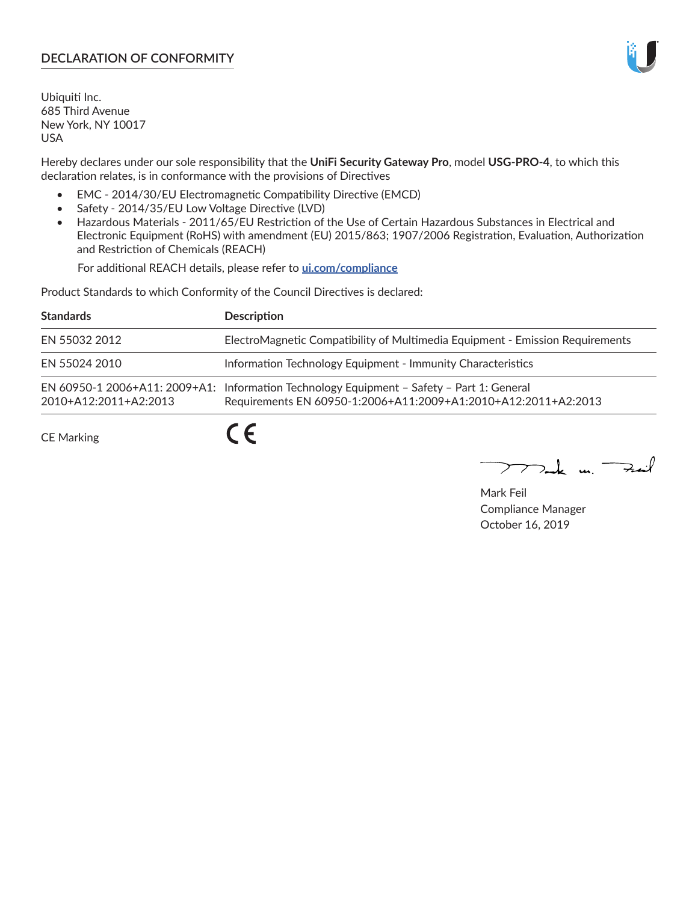# DECLARATION OF CONFORMITY

Ubiquiti Inc.
685 Third Avenue
New York, NY 10017
USA

Hereby declares under our sole responsibility that the **UniFi Security Gateway Pro**, model **USG-PRO-4**, to which this declaration relates, is in conformance with the provisions of Directives

- EMC - 2014/30/EU Electromagnetic Compatibility Directive (EMCD)
- Safety - 2014/35/EU Low Voltage Directive (LVD)
- Hazardous Materials - 2011/65/EU Restriction of the Use of Certain Hazardous Substances in Electrical and Electronic Equipment (RoHS) with amendment (EU) 2015/863; 1907/2006 Registration, Evaluation, Authorization and Restriction of Chemicals (REACH)

  For additional REACH details, please refer to **ui.com/compliance**

Product Standards to which Conformity of the Council Directives is declared:

| Standards | Description |
|---|---|
| EN 55032 2012 | ElectroMagnetic Compatibility of Multimedia Equipment - Emission Requirements |
| EN 55024 2010 | Information Technology Equipment - Immunity Characteristics |
| EN 60950-1 2006+A11: 2009+A1: 2010+A12:2011+A2:2013 | Information Technology Equipment – Safety – Part 1: General Requirements EN 60950-1:2006+A11:2009+A1:2010+A12:2011+A2:2013 |

CE Marking CE

Mark Feil
Compliance Manager
October 16, 2019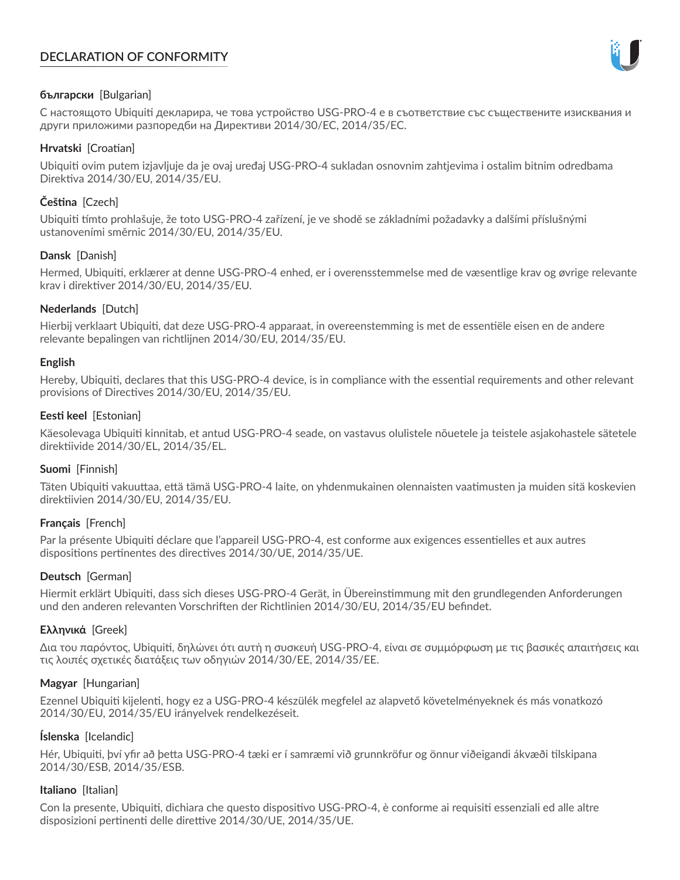# DECLARATION OF CONFORMITY

**български** [Bulgarian]

С настоящото Ubiquiti декларира, че това устройство USG-PRO-4 е в съответствие със съществените изисквания и други приложими разпоредби на Директиви 2014/30/ЕС, 2014/35/ЕС.

**Hrvatski** [Croatian]

Ubiquiti ovim putem izjavljuje da je ovaj uređaj USG-PRO-4 sukladan osnovnim zahtjevima i ostalim bitnim odredbama Direktiva 2014/30/EU, 2014/35/EU.

**Čeština** [Czech]

Ubiquiti tímto prohlašuje, že toto USG-PRO-4 zařízení, je ve shodě se základními požadavky a dalšími příslušnými ustanoveními směrnic 2014/30/EU, 2014/35/EU.

**Dansk** [Danish]

Hermed, Ubiquiti, erklærer at denne USG-PRO-4 enhed, er i overensstemmelse med de væsentlige krav og øvrige relevante krav i direktiver 2014/30/EU, 2014/35/EU.

**Nederlands** [Dutch]

Hierbij verklaart Ubiquiti, dat deze USG-PRO-4 apparaat, in overeenstemming is met de essentiële eisen en de andere relevante bepalingen van richtlijnen 2014/30/EU, 2014/35/EU.

**English**

Hereby, Ubiquiti, declares that this USG-PRO-4 device, is in compliance with the essential requirements and other relevant provisions of Directives 2014/30/EU, 2014/35/EU.

**Eesti keel** [Estonian]

Käesolevaga Ubiquiti kinnitab, et antud USG-PRO-4 seade, on vastavus olulistele nõuetele ja teistele asjakohastele sätetele direktiivide 2014/30/EL, 2014/35/EL.

**Suomi** [Finnish]

Täten Ubiquiti vakuuttaa, että tämä USG-PRO-4 laite, on yhdenmukainen olennaisten vaatimusten ja muiden sitä koskevien direktiivien 2014/30/EU, 2014/35/EU.

**Français** [French]

Par la présente Ubiquiti déclare que l'appareil USG-PRO-4, est conforme aux exigences essentielles et aux autres dispositions pertinentes des directives 2014/30/UE, 2014/35/UE.

**Deutsch** [German]

Hiermit erklärt Ubiquiti, dass sich dieses USG-PRO-4 Gerät, in Übereinstimmung mit den grundlegenden Anforderungen und den anderen relevanten Vorschriften der Richtlinien 2014/30/EU, 2014/35/EU befindet.

**Ελληνικά** [Greek]

Δια του παρόντος, Ubiquiti, δηλώνει ότι αυτή η συσκευή USG-PRO-4, είναι σε συμμόρφωση με τις βασικές απαιτήσεις και τις λοιπές σχετικές διατάξεις των οδηγιών 2014/30/EE, 2014/35/EE.

**Magyar** [Hungarian]

Ezennel Ubiquiti kijelenti, hogy ez a USG-PRO-4 készülék megfelel az alapvető követelményeknek és más vonatkozó 2014/30/EU, 2014/35/EU irányelvek rendelkezéseit.

**Íslenska** [Icelandic]

Hér, Ubiquiti, því yfir að þetta USG-PRO-4 tæki er í samræmi við grunnkröfur og önnur viðeigandi ákvæði tilskipana 2014/30/ESB, 2014/35/ESB.

**Italiano** [Italian]

Con la presente, Ubiquiti, dichiara che questo dispositivo USG-PRO-4, è conforme ai requisiti essenziali ed alle altre disposizioni pertinenti delle direttive 2014/30/UE, 2014/35/UE.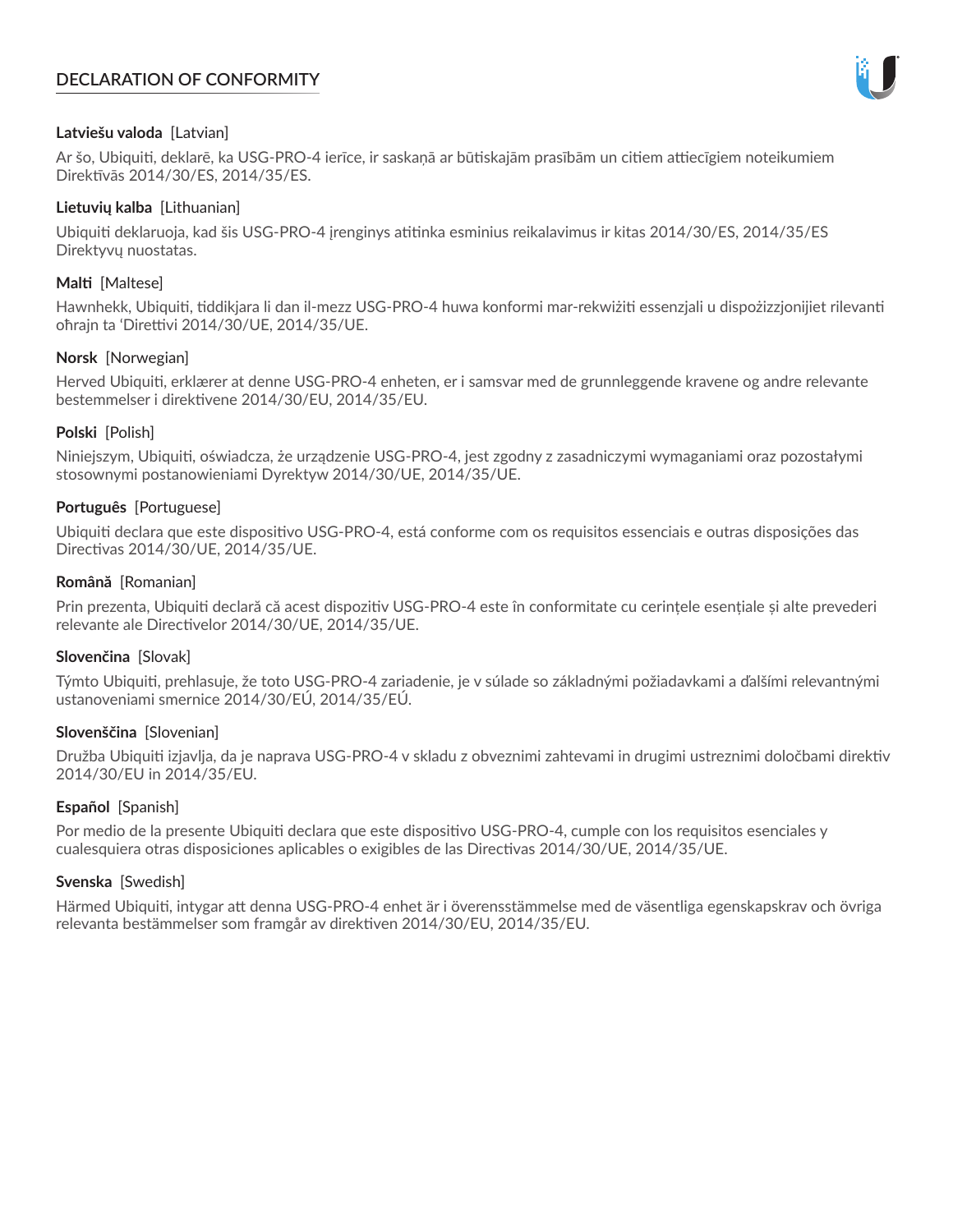DECLARATION OF CONFORMITY

**Latviešu valoda** [Latvian]

Ar šo, Ubiquiti, deklarē, ka USG-PRO-4 ierīce, ir saskaņā ar būtiskajām prasībām un citiem attiecīgiem noteikumiem Direktīvās 2014/30/ES, 2014/35/ES.

**Lietuvių kalba** [Lithuanian]

Ubiquiti deklaruoja, kad šis USG-PRO-4 įrenginys atitinka esminius reikalavimus ir kitas 2014/30/ES, 2014/35/ES Direktyvų nuostatas.

**Malti** [Maltese]

Hawnhekk, Ubiquiti, tiddikjara li dan il-mezz USG-PRO-4 huwa konformi mar-rekwiżiti essenzjali u dispożizzjonijiet rilevanti oħrajn ta 'Direttivi 2014/30/UE, 2014/35/UE.

**Norsk** [Norwegian]

Herved Ubiquiti, erklærer at denne USG-PRO-4 enheten, er i samsvar med de grunnleggende kravene og andre relevante bestemmelser i direktivene 2014/30/EU, 2014/35/EU.

**Polski** [Polish]

Niniejszym, Ubiquiti, oświadcza, że urządzenie USG-PRO-4, jest zgodny z zasadniczymi wymaganiami oraz pozostałymi stosownymi postanowieniami Dyrektyw 2014/30/UE, 2014/35/UE.

**Português** [Portuguese]

Ubiquiti declara que este dispositivo USG-PRO-4, está conforme com os requisitos essenciais e outras disposições das Directivas 2014/30/UE, 2014/35/UE.

**Română** [Romanian]

Prin prezenta, Ubiquiti declară că acest dispozitiv USG-PRO-4 este în conformitate cu cerințele esențiale și alte prevederi relevante ale Directivelor 2014/30/UE, 2014/35/UE.

**Slovenčina** [Slovak]

Týmto Ubiquiti, prehlasuje, že toto USG-PRO-4 zariadenie, je v súlade so základnými požiadavkami a ďalšími relevantnými ustanoveniami smernice 2014/30/EÚ, 2014/35/EÚ.

**Slovenščina** [Slovenian]

Družba Ubiquiti izjavlja, da je naprava USG-PRO-4 v skladu z obveznimi zahtevami in drugimi ustreznimi določbami direktiv 2014/30/EU in 2014/35/EU.

**Español** [Spanish]

Por medio de la presente Ubiquiti declara que este dispositivo USG-PRO-4, cumple con los requisitos esenciales y cualesquiera otras disposiciones aplicables o exigibles de las Directivas 2014/30/UE, 2014/35/UE.

**Svenska** [Swedish]

Härmed Ubiquiti, intygar att denna USG-PRO-4 enhet är i överensstämmelse med de väsentliga egenskapskrav och övriga relevanta bestämmelser som framgår av direktiven 2014/30/EU, 2014/35/EU.